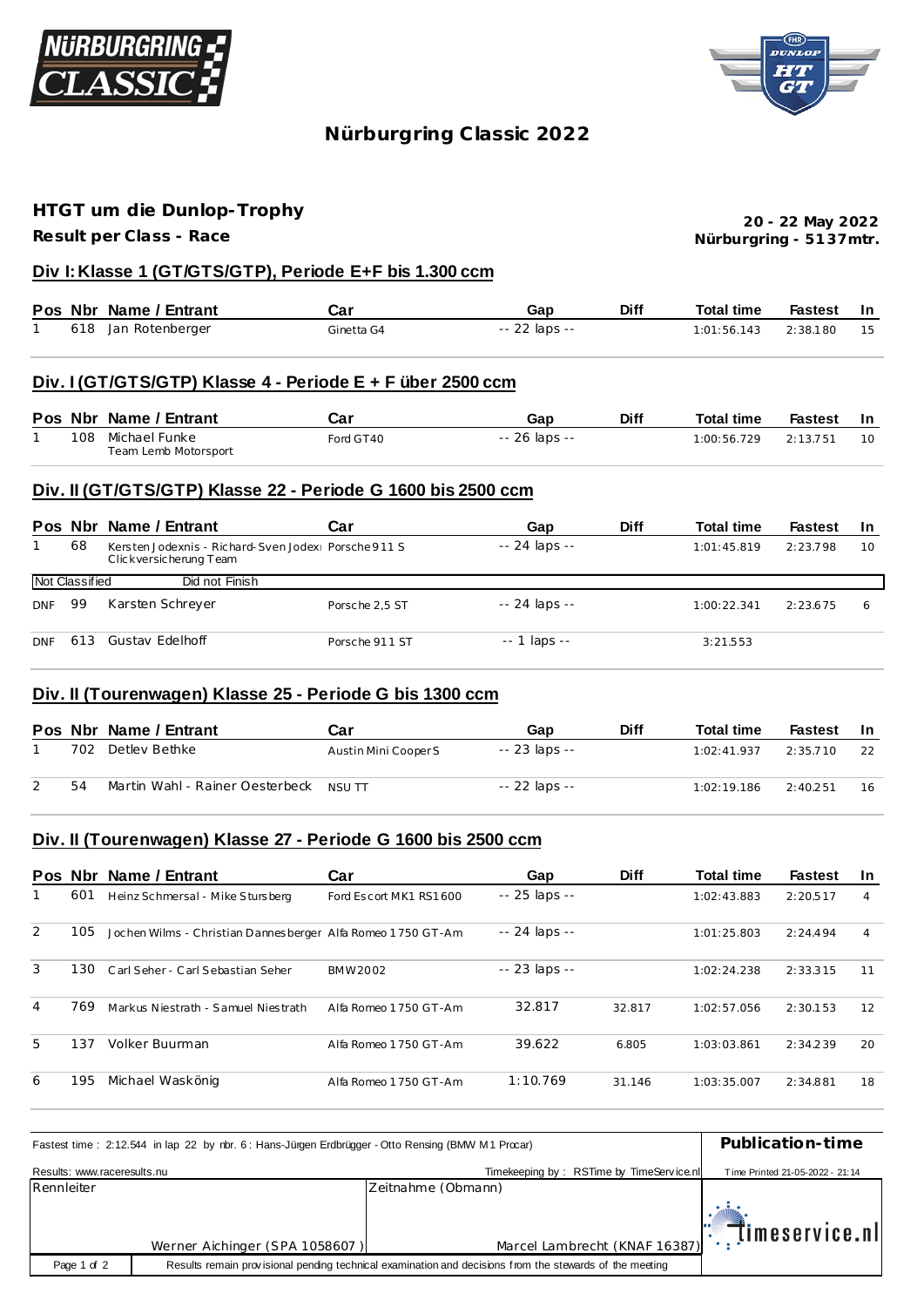# Nürburgring Classic 2022

## HTGT um die Dunlop-Trophy

**Result per Class - Race**

**20 - 22 May 2022**
**Nürburgring - 5137mtr.**

### Div I: Klasse 1 (GT/GTS/GTP), Periode E+F bis 1.300 ccm

| Pos | Nbr | Name / Entrant | Car | Gap | Diff | Total time | Fastest | In |
|---|---|---|---|---|---|---|---|---|
| 1 | 618 | Jan Rotenberger | Ginetta G4 | -- 22 laps -- | | 1:01:56.143 | 2:38.180 | 15 |

### Div. I (GT/GTS/GTP) Klasse 4 - Periode E + F über 2500 ccm

| Pos | Nbr | Name / Entrant | Car | Gap | Diff | Total time | Fastest | In |
|---|---|---|---|---|---|---|---|---|
| 1 | 108 | Michael Funke<br>Team Lemb Motorsport | Ford GT40 | -- 26 laps -- | | 1:00:56.729 | 2:13.751 | 10 |

### Div. II (GT/GTS/GTP) Klasse 22 - Periode G 1600 bis 2500 ccm

| Pos | Nbr | Name / Entrant | Car | Gap | Diff | Total time | Fastest | In |
|---|---|---|---|---|---|---|---|---|
| 1 | 68 | Kersten Jodexnis - Richard-Sven Jodexi<br>Clickversicherung Team | Porsche 911 S | -- 24 laps -- | | 1:01:45.819 | 2:23.798 | 10 |
| Not Classified | | Did not Finish | | | | | | |
| DNF | 99 | Karsten Schreyer | Porsche 2,5 ST | -- 24 laps -- | | 1:00:22.341 | 2:23.675 | 6 |
| DNF | 613 | Gustav Edelhoff | Porsche 911 ST | -- 1 laps -- | | 3:21.553 | | |

### Div. II (Tourenwagen) Klasse 25 - Periode G bis 1300 ccm

| Pos | Nbr | Name / Entrant | Car | Gap | Diff | Total time | Fastest | In |
|---|---|---|---|---|---|---|---|---|
| 1 | 702 | Detlev Bethke | Austin Mini Cooper S | -- 23 laps -- | | 1:02:41.937 | 2:35.710 | 22 |
| 2 | 54 | Martin Wahl - Rainer Oesterbeck | NSU TT | -- 22 laps -- | | 1:02:19.186 | 2:40.251 | 16 |

### Div. II (Tourenwagen) Klasse 27 - Periode G 1600 bis 2500 ccm

| Pos | Nbr | Name / Entrant | Car | Gap | Diff | Total time | Fastest | In |
|---|---|---|---|---|---|---|---|---|
| 1 | 601 | Heinz Schmersal - Mike Stursberg | Ford Escort MK1 RS1600 | -- 25 laps -- | | 1:02:43.883 | 2:20.517 | 4 |
| 2 | 105 | Jochen Wilms - Christian Dannesberger | Alfa Romeo 1750 GT-Am | -- 24 laps -- | | 1:01:25.803 | 2:24.494 | 4 |
| 3 | 130 | Carl Seher - Carl Sebastian Seher | BMW2002 | -- 23 laps -- | | 1:02:24.238 | 2:33.315 | 11 |
| 4 | 769 | Markus Niestrath - Samuel Niestrath | Alfa Romeo 1750 GT-Am | 32.817 | 32.817 | 1:02:57.056 | 2:30.153 | 12 |
| 5 | 137 | Volker Buurman | Alfa Romeo 1750 GT-Am | 39.622 | 6.805 | 1:03:03.861 | 2:34.239 | 20 |
| 6 | 195 | Michael Waskönig | Alfa Romeo 1750 GT-Am | 1:10.769 | 31.146 | 1:03:35.007 | 2:34.881 | 18 |

Fastest time : 2:12.544 in lap 22 by nbr. 6 : Hans-Jürgen Erdbrügger - Otto Rensing (BMW M1 Procar)

**Publication-time**

Results: www.raceresults.nu

Timekeeping by : RSTime by TimeService.nl

Time Printed 21-05-2022 - 21:14

Rennleiter: Werner Aichinger (SPA 1058607 )

Zeitnahme (Obmann): Marcel Lambrecht (KNAF 16387)

timeservice.nl

Results remain provisional pending technical examination and decisions from the stewards of the meeting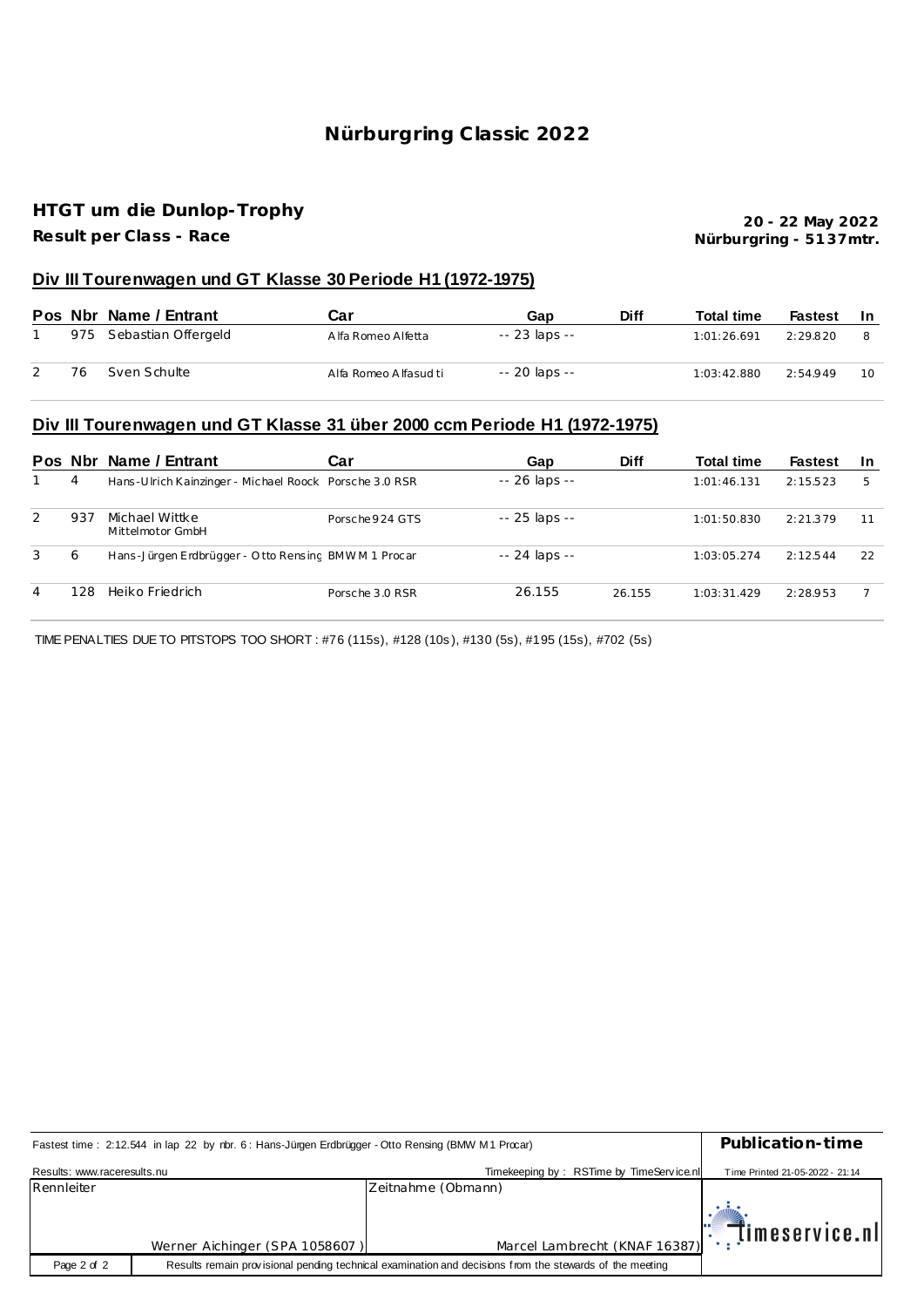# Nürburgring Classic 2022

## HTGT um die Dunlop-Trophy

**Result per Class - Race**

**20 - 22 May 2022**
**Nürburgring - 5137mtr.**

### Div III Tourenwagen und GT Klasse 30 Periode H1 (1972-1975)

| Pos | Nbr | Name / Entrant | Car | Gap | Diff | Total time | Fastest | In |
|---|---|---|---|---|---|---|---|---|
| 1 | 975 | Sebastian Offergeld | Alfa Romeo Alfetta | -- 23 laps -- | | 1:01:26.691 | 2:29.820 | 8 |
| 2 | 76 | Sven Schulte | Alfa Romeo Alfasud ti | -- 20 laps -- | | 1:03:42.880 | 2:54.949 | 10 |

### Div III Tourenwagen und GT Klasse 31 über 2000 ccm Periode H1 (1972-1975)

| Pos | Nbr | Name / Entrant | Car | Gap | Diff | Total time | Fastest | In |
|---|---|---|---|---|---|---|---|---|
| 1 | 4 | Hans-Ulrich Kainzinger - Michael Roock | Porsche 3.0 RSR | -- 26 laps -- | | 1:01:46.131 | 2:15.523 | 5 |
| 2 | 937 | Michael Wittke<br>Mittelmotor GmbH | Porsche 924 GTS | -- 25 laps -- | | 1:01:50.830 | 2:21.379 | 11 |
| 3 | 6 | Hans-Jürgen Erdbrügger - Otto Rensing | BMW M1 Procar | -- 24 laps -- | | 1:03:05.274 | 2:12.544 | 22 |
| 4 | 128 | Heiko Friedrich | Porsche 3.0 RSR | 26.155 | 26.155 | 1:03:31.429 | 2:28.953 | 7 |

TIME PENALTIES DUE TO PITSTOPS TOO SHORT : #76 (115s), #128 (10s), #130 (5s), #195 (15s), #702 (5s)

Fastest time : 2:12.544 in lap 22 by nbr. 6 : Hans-Jürgen Erdbrügger - Otto Rensing (BMW M1 Procar)

**Publication-time**

Results: www.raceresults.nu

Timekeeping by : RSTime by TimeService.nl

Time Printed 21-05-2022 - 21:14

| Rennleiter | Zeitnahme (Obmann) |
|---|---|
| Werner Aichinger (SPA 1058607) | Marcel Lambrecht (KNAF 16387) |

timeservice.nl

Results remain provisional pending technical examination and decisions from the stewards of the meeting